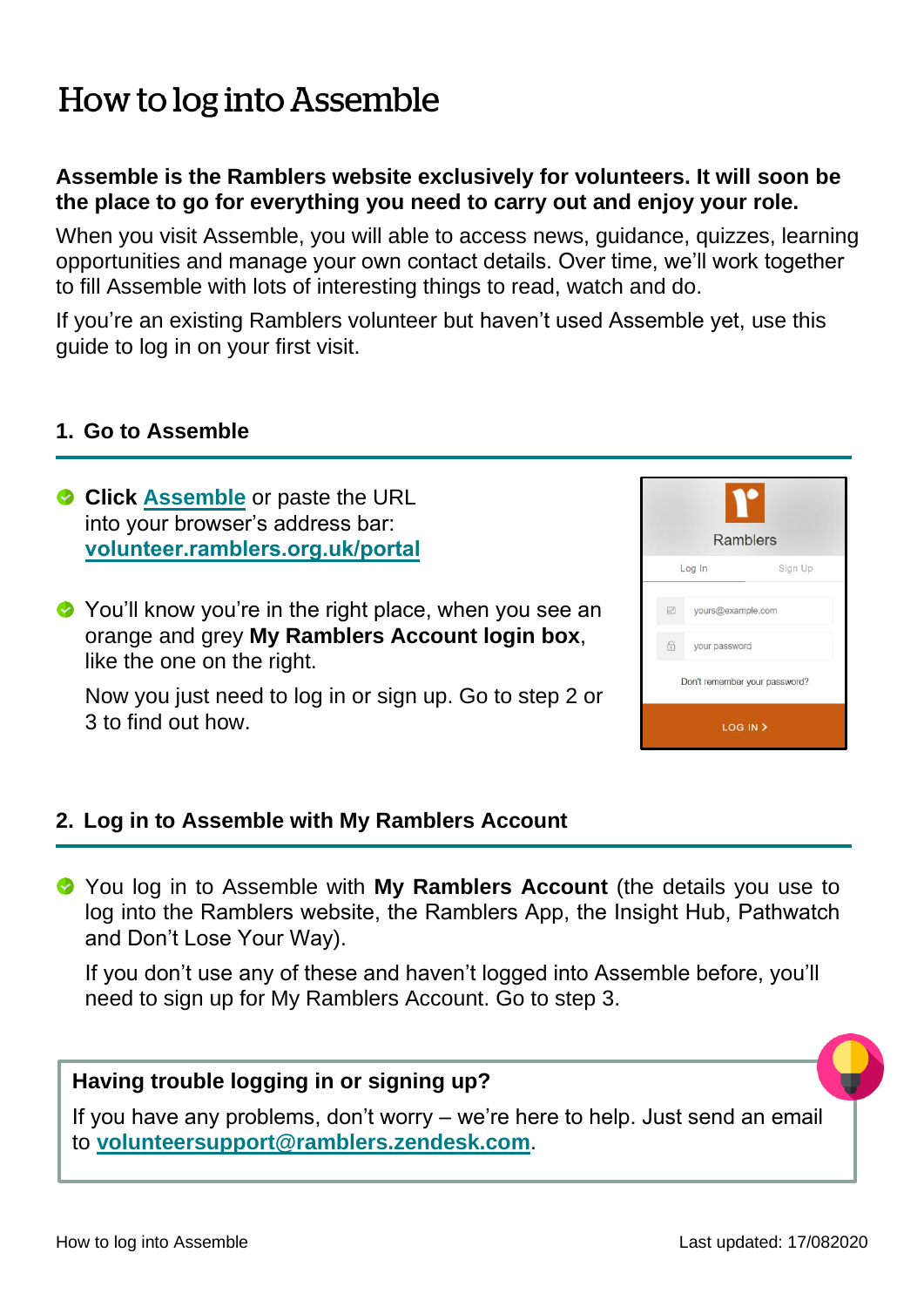# How to log into Assemble

**Assemble is the Ramblers website exclusively for volunteers. It will soon be the place to go for everything you need to carry out and enjoy your role.**

When you visit Assemble, you will able to access news, guidance, quizzes, learning opportunities and manage your own contact details. Over time, we'll work together to fill Assemble with lots of interesting things to read, watch and do.

If you're an existing Ramblers volunteer but haven't used Assemble yet, use this guide to log in on your first visit.

## 1. Go to Assemble

- **Click Assemble** or paste the URL into your browser's address bar: **volunteer.ramblers.org.uk/portal**

- You'll know you're in the right place, when you see an orange and grey **My Ramblers Account login box**, like the one on the right.

  Now you just need to log in or sign up. Go to step 2 or 3 to find out how.

## 2. Log in to Assemble with My Ramblers Account

- You log in to Assemble with **My Ramblers Account** (the details you use to log into the Ramblers website, the Ramblers App, the Insight Hub, Pathwatch and Don't Lose Your Way).

  If you don't use any of these and haven't logged into Assemble before, you'll need to sign up for My Ramblers Account. Go to step 3.

**Having trouble logging in or signing up?**

If you have any problems, don't worry – we're here to help. Just send an email to **volunteersupport@ramblers.zendesk.com**.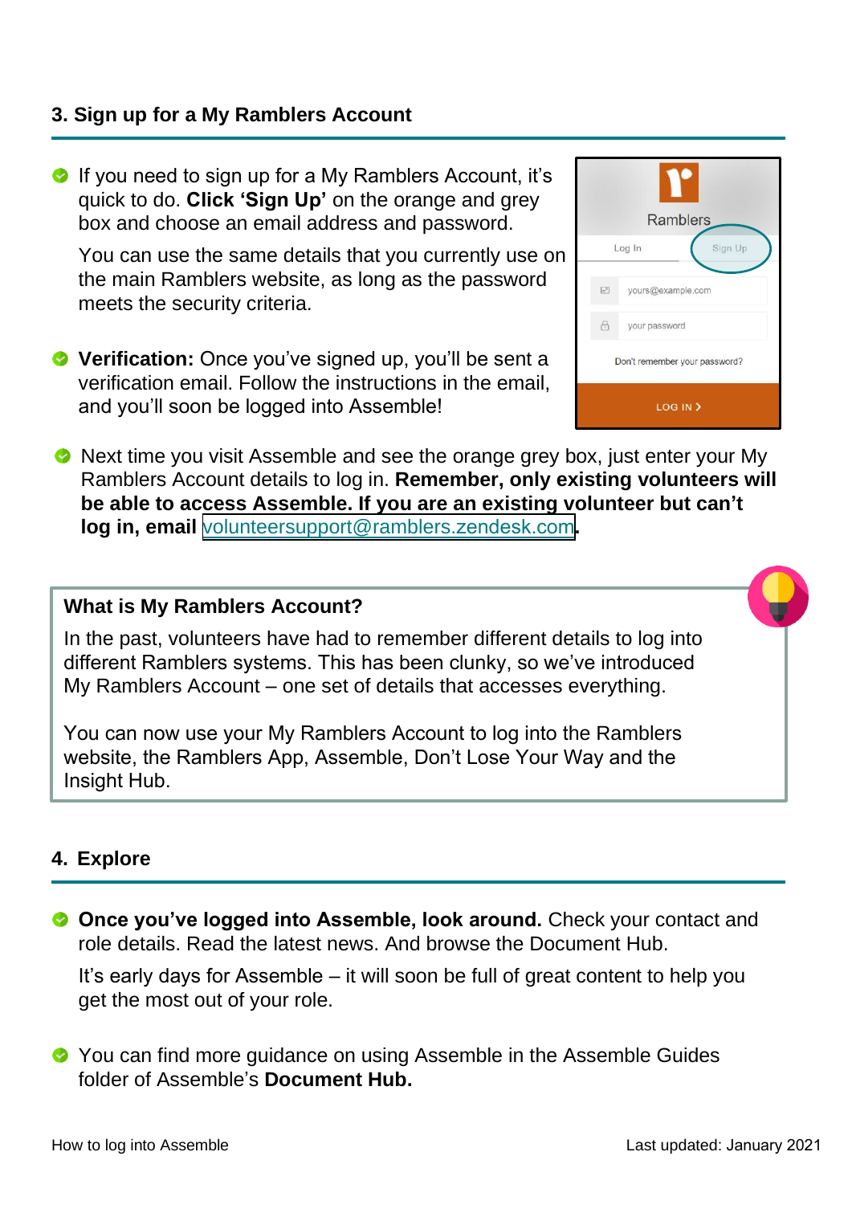## 3. Sign up for a My Ramblers Account

- If you need to sign up for a My Ramblers Account, it's quick to do. **Click 'Sign Up'** on the orange and grey box and choose an email address and password.

  You can use the same details that you currently use on the main Ramblers website, as long as the password meets the security criteria.

- **Verification:** Once you've signed up, you'll be sent a verification email. Follow the instructions in the email, and you'll soon be logged into Assemble!

- Next time you visit Assemble and see the orange grey box, just enter your My Ramblers Account details to log in. **Remember, only existing volunteers will be able to access Assemble. If you are an existing volunteer but can't log in, email** volunteersupport@ramblers.zendesk.com**.**

### What is My Ramblers Account?

In the past, volunteers have had to remember different details to log into different Ramblers systems. This has been clunky, so we've introduced My Ramblers Account – one set of details that accesses everything.

You can now use your My Ramblers Account to log into the Ramblers website, the Ramblers App, Assemble, Don't Lose Your Way and the Insight Hub.

## 4. Explore

- **Once you've logged into Assemble, look around.** Check your contact and role details. Read the latest news. And browse the Document Hub.

  It's early days for Assemble – it will soon be full of great content to help you get the most out of your role.

- You can find more guidance on using Assemble in the Assemble Guides folder of Assemble's **Document Hub.**